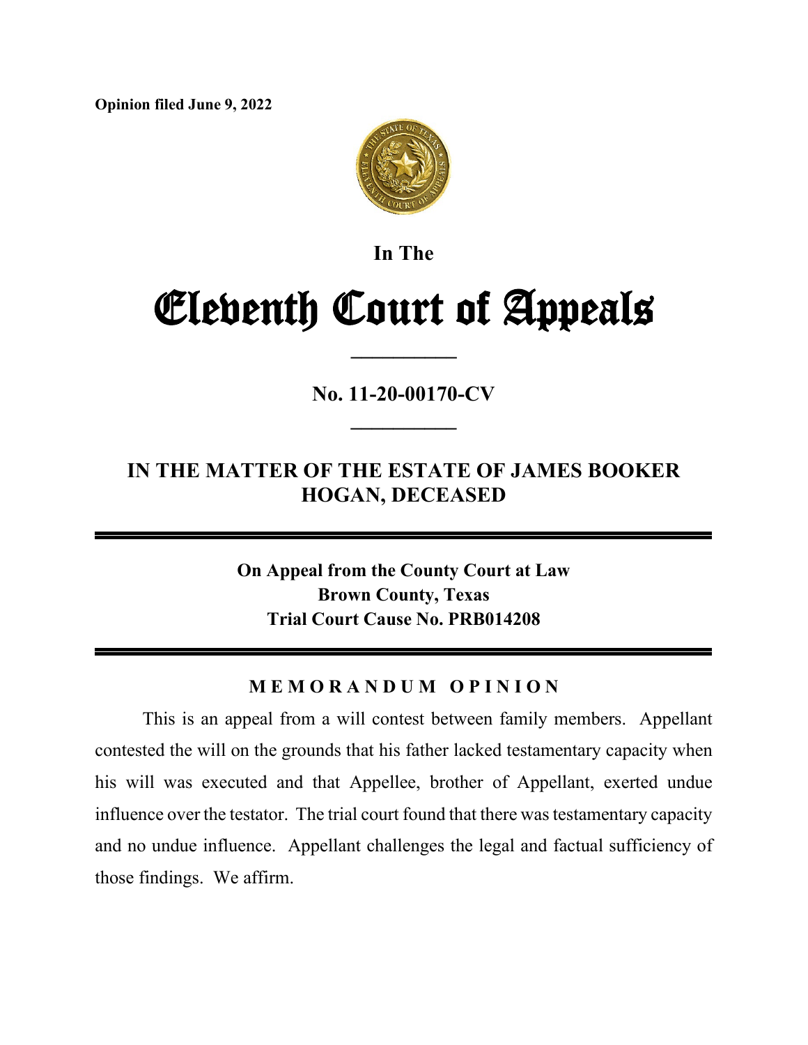**Opinion filed June 9, 2022**

In The

# Eleventh Court of Appeals

---

**No. 11-20-00170-CV**

---

## IN THE MATTER OF THE ESTATE OF JAMES BOOKER HOGAN, DECEASED

---

**On Appeal from the County Court at Law**
**Brown County, Texas**
**Trial Court Cause No. PRB014208**

---

### M E M O R A N D U M   O P I N I O N

This is an appeal from a will contest between family members. Appellant contested the will on the grounds that his father lacked testamentary capacity when his will was executed and that Appellee, brother of Appellant, exerted undue influence over the testator. The trial court found that there was testamentary capacity and no undue influence. Appellant challenges the legal and factual sufficiency of those findings. We affirm.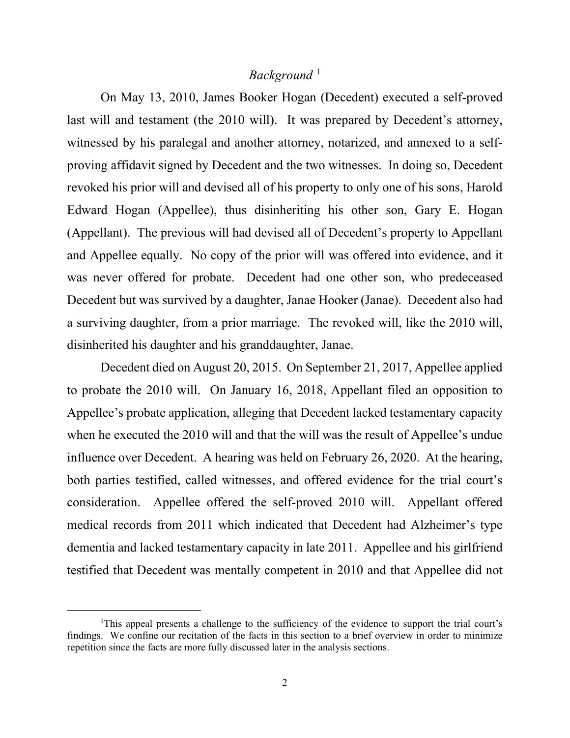## *Background*[1]

On May 13, 2010, James Booker Hogan (Decedent) executed a self-proved last will and testament (the 2010 will). It was prepared by Decedent's attorney, witnessed by his paralegal and another attorney, notarized, and annexed to a self-proving affidavit signed by Decedent and the two witnesses. In doing so, Decedent revoked his prior will and devised all of his property to only one of his sons, Harold Edward Hogan (Appellee), thus disinheriting his other son, Gary E. Hogan (Appellant). The previous will had devised all of Decedent's property to Appellant and Appellee equally. No copy of the prior will was offered into evidence, and it was never offered for probate. Decedent had one other son, who predeceased Decedent but was survived by a daughter, Janae Hooker (Janae). Decedent also had a surviving daughter, from a prior marriage. The revoked will, like the 2010 will, disinherited his daughter and his granddaughter, Janae.

Decedent died on August 20, 2015. On September 21, 2017, Appellee applied to probate the 2010 will. On January 16, 2018, Appellant filed an opposition to Appellee's probate application, alleging that Decedent lacked testamentary capacity when he executed the 2010 will and that the will was the result of Appellee's undue influence over Decedent. A hearing was held on February 26, 2020. At the hearing, both parties testified, called witnesses, and offered evidence for the trial court's consideration. Appellee offered the self-proved 2010 will. Appellant offered medical records from 2011 which indicated that Decedent had Alzheimer's type dementia and lacked testamentary capacity in late 2011. Appellee and his girlfriend testified that Decedent was mentally competent in 2010 and that Appellee did not

[1]This appeal presents a challenge to the sufficiency of the evidence to support the trial court's findings. We confine our recitation of the facts in this section to a brief overview in order to minimize repetition since the facts are more fully discussed later in the analysis sections.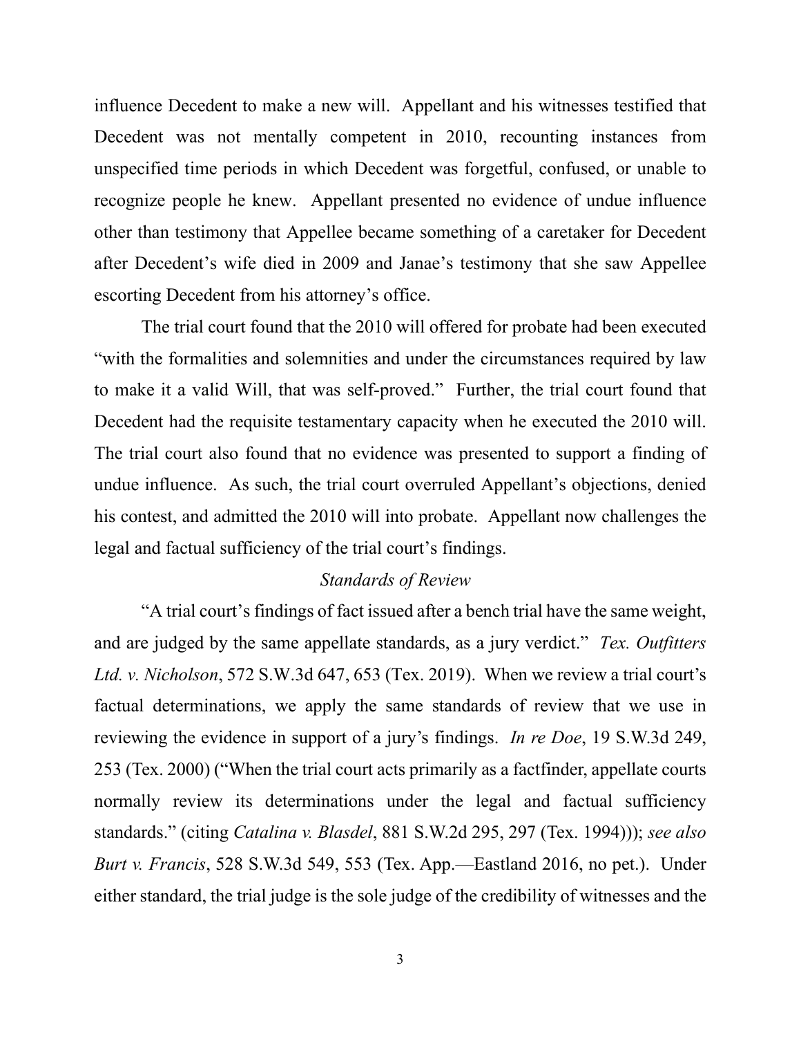influence Decedent to make a new will. Appellant and his witnesses testified that Decedent was not mentally competent in 2010, recounting instances from unspecified time periods in which Decedent was forgetful, confused, or unable to recognize people he knew. Appellant presented no evidence of undue influence other than testimony that Appellee became something of a caretaker for Decedent after Decedent's wife died in 2009 and Janae's testimony that she saw Appellee escorting Decedent from his attorney's office.

The trial court found that the 2010 will offered for probate had been executed "with the formalities and solemnities and under the circumstances required by law to make it a valid Will, that was self-proved." Further, the trial court found that Decedent had the requisite testamentary capacity when he executed the 2010 will. The trial court also found that no evidence was presented to support a finding of undue influence. As such, the trial court overruled Appellant's objections, denied his contest, and admitted the 2010 will into probate. Appellant now challenges the legal and factual sufficiency of the trial court's findings.

*Standards of Review*

"A trial court's findings of fact issued after a bench trial have the same weight, and are judged by the same appellate standards, as a jury verdict." *Tex. Outfitters Ltd. v. Nicholson*, 572 S.W.3d 647, 653 (Tex. 2019). When we review a trial court's factual determinations, we apply the same standards of review that we use in reviewing the evidence in support of a jury's findings. *In re Doe*, 19 S.W.3d 249, 253 (Tex. 2000) ("When the trial court acts primarily as a factfinder, appellate courts normally review its determinations under the legal and factual sufficiency standards." (citing *Catalina v. Blasdel*, 881 S.W.2d 295, 297 (Tex. 1994))); *see also Burt v. Francis*, 528 S.W.3d 549, 553 (Tex. App.—Eastland 2016, no pet.). Under either standard, the trial judge is the sole judge of the credibility of witnesses and the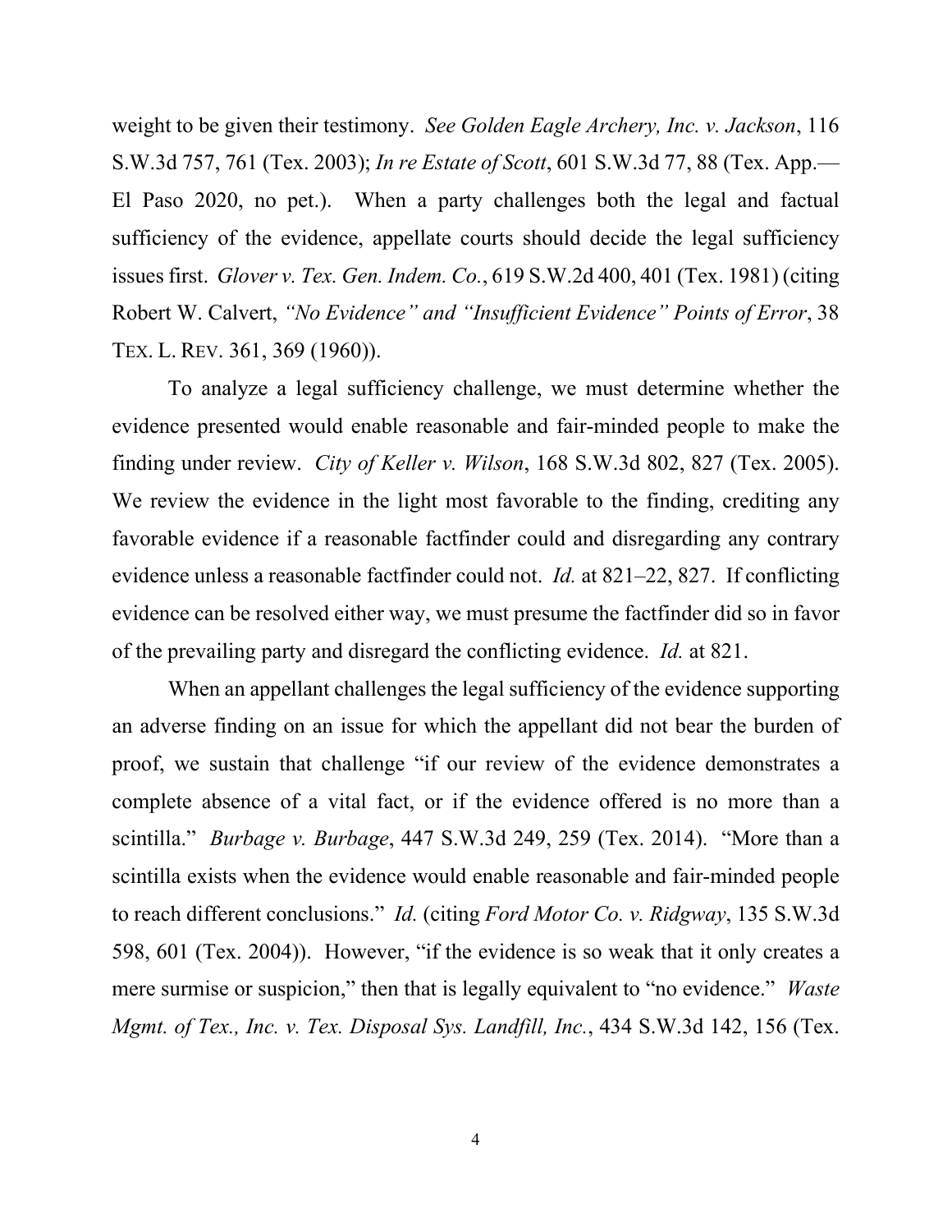weight to be given their testimony. *See Golden Eagle Archery, Inc. v. Jackson*, 116 S.W.3d 757, 761 (Tex. 2003); *In re Estate of Scott*, 601 S.W.3d 77, 88 (Tex. App.—El Paso 2020, no pet.). When a party challenges both the legal and factual sufficiency of the evidence, appellate courts should decide the legal sufficiency issues first. *Glover v. Tex. Gen. Indem. Co.*, 619 S.W.2d 400, 401 (Tex. 1981) (citing Robert W. Calvert, *"No Evidence" and "Insufficient Evidence" Points of Error*, 38 TEX. L. REV. 361, 369 (1960)).

To analyze a legal sufficiency challenge, we must determine whether the evidence presented would enable reasonable and fair-minded people to make the finding under review. *City of Keller v. Wilson*, 168 S.W.3d 802, 827 (Tex. 2005). We review the evidence in the light most favorable to the finding, crediting any favorable evidence if a reasonable factfinder could and disregarding any contrary evidence unless a reasonable factfinder could not. *Id.* at 821–22, 827. If conflicting evidence can be resolved either way, we must presume the factfinder did so in favor of the prevailing party and disregard the conflicting evidence. *Id.* at 821.

When an appellant challenges the legal sufficiency of the evidence supporting an adverse finding on an issue for which the appellant did not bear the burden of proof, we sustain that challenge "if our review of the evidence demonstrates a complete absence of a vital fact, or if the evidence offered is no more than a scintilla." *Burbage v. Burbage*, 447 S.W.3d 249, 259 (Tex. 2014). "More than a scintilla exists when the evidence would enable reasonable and fair-minded people to reach different conclusions." *Id.* (citing *Ford Motor Co. v. Ridgway*, 135 S.W.3d 598, 601 (Tex. 2004)). However, "if the evidence is so weak that it only creates a mere surmise or suspicion," then that is legally equivalent to "no evidence." *Waste Mgmt. of Tex., Inc. v. Tex. Disposal Sys. Landfill, Inc.*, 434 S.W.3d 142, 156 (Tex.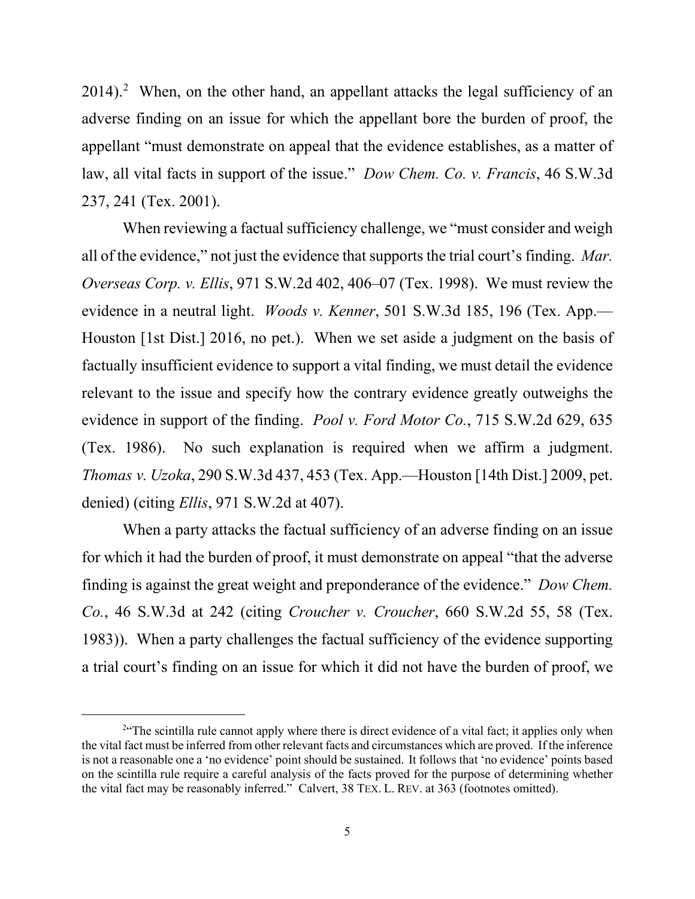2014).[2] When, on the other hand, an appellant attacks the legal sufficiency of an adverse finding on an issue for which the appellant bore the burden of proof, the appellant "must demonstrate on appeal that the evidence establishes, as a matter of law, all vital facts in support of the issue." *Dow Chem. Co. v. Francis*, 46 S.W.3d 237, 241 (Tex. 2001).

When reviewing a factual sufficiency challenge, we "must consider and weigh all of the evidence," not just the evidence that supports the trial court's finding. *Mar. Overseas Corp. v. Ellis*, 971 S.W.2d 402, 406–07 (Tex. 1998). We must review the evidence in a neutral light. *Woods v. Kenner*, 501 S.W.3d 185, 196 (Tex. App.—Houston [1st Dist.] 2016, no pet.). When we set aside a judgment on the basis of factually insufficient evidence to support a vital finding, we must detail the evidence relevant to the issue and specify how the contrary evidence greatly outweighs the evidence in support of the finding. *Pool v. Ford Motor Co.*, 715 S.W.2d 629, 635 (Tex. 1986). No such explanation is required when we affirm a judgment. *Thomas v. Uzoka*, 290 S.W.3d 437, 453 (Tex. App.—Houston [14th Dist.] 2009, pet. denied) (citing *Ellis*, 971 S.W.2d at 407).

When a party attacks the factual sufficiency of an adverse finding on an issue for which it had the burden of proof, it must demonstrate on appeal "that the adverse finding is against the great weight and preponderance of the evidence." *Dow Chem. Co.*, 46 S.W.3d at 242 (citing *Croucher v. Croucher*, 660 S.W.2d 55, 58 (Tex. 1983)). When a party challenges the factual sufficiency of the evidence supporting a trial court's finding on an issue for which it did not have the burden of proof, we

[2] "The scintilla rule cannot apply where there is direct evidence of a vital fact; it applies only when the vital fact must be inferred from other relevant facts and circumstances which are proved. If the inference is not a reasonable one a 'no evidence' point should be sustained. It follows that 'no evidence' points based on the scintilla rule require a careful analysis of the facts proved for the purpose of determining whether the vital fact may be reasonably inferred." Calvert, 38 TEX. L. REV. at 363 (footnotes omitted).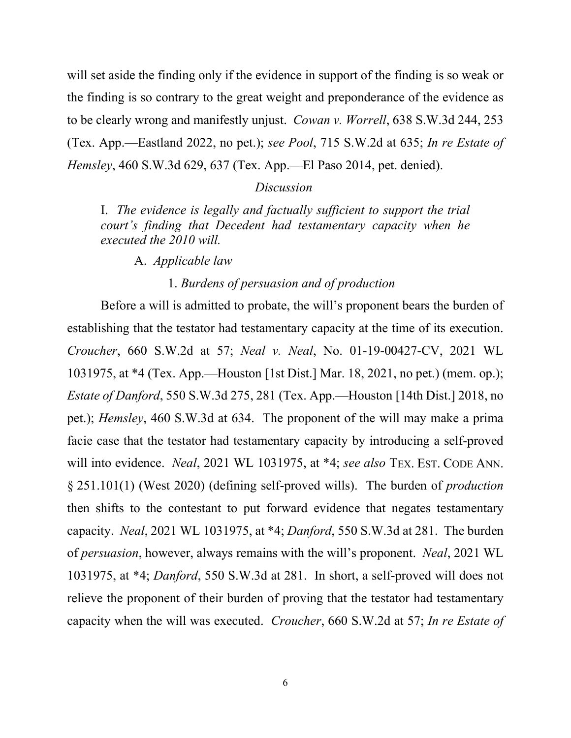will set aside the finding only if the evidence in support of the finding is so weak or the finding is so contrary to the great weight and preponderance of the evidence as to be clearly wrong and manifestly unjust. *Cowan v. Worrell*, 638 S.W.3d 244, 253 (Tex. App.—Eastland 2022, no pet.); *see Pool*, 715 S.W.2d at 635; *In re Estate of Hemsley*, 460 S.W.3d 629, 637 (Tex. App.—El Paso 2014, pet. denied).

*Discussion*

I. *The evidence is legally and factually sufficient to support the trial court's finding that Decedent had testamentary capacity when he executed the 2010 will.*

A. *Applicable law*

1. *Burdens of persuasion and of production*

Before a will is admitted to probate, the will's proponent bears the burden of establishing that the testator had testamentary capacity at the time of its execution. *Croucher*, 660 S.W.2d at 57; *Neal v. Neal*, No. 01-19-00427-CV, 2021 WL 1031975, at *4 (Tex. App.—Houston [1st Dist.] Mar. 18, 2021, no pet.) (mem. op.); *Estate of Danford*, 550 S.W.3d 275, 281 (Tex. App.—Houston [14th Dist.] 2018, no pet.); *Hemsley*, 460 S.W.3d at 634. The proponent of the will may make a prima facie case that the testator had testamentary capacity by introducing a self-proved will into evidence. *Neal*, 2021 WL 1031975, at *4; *see also* TEX. EST. CODE ANN. § 251.101(1) (West 2020) (defining self-proved wills). The burden of *production* then shifts to the contestant to put forward evidence that negates testamentary capacity. *Neal*, 2021 WL 1031975, at *4; *Danford*, 550 S.W.3d at 281. The burden of *persuasion*, however, always remains with the will's proponent. *Neal*, 2021 WL 1031975, at *4; *Danford*, 550 S.W.3d at 281. In short, a self-proved will does not relieve the proponent of their burden of proving that the testator had testamentary capacity when the will was executed. *Croucher*, 660 S.W.2d at 57; *In re Estate of*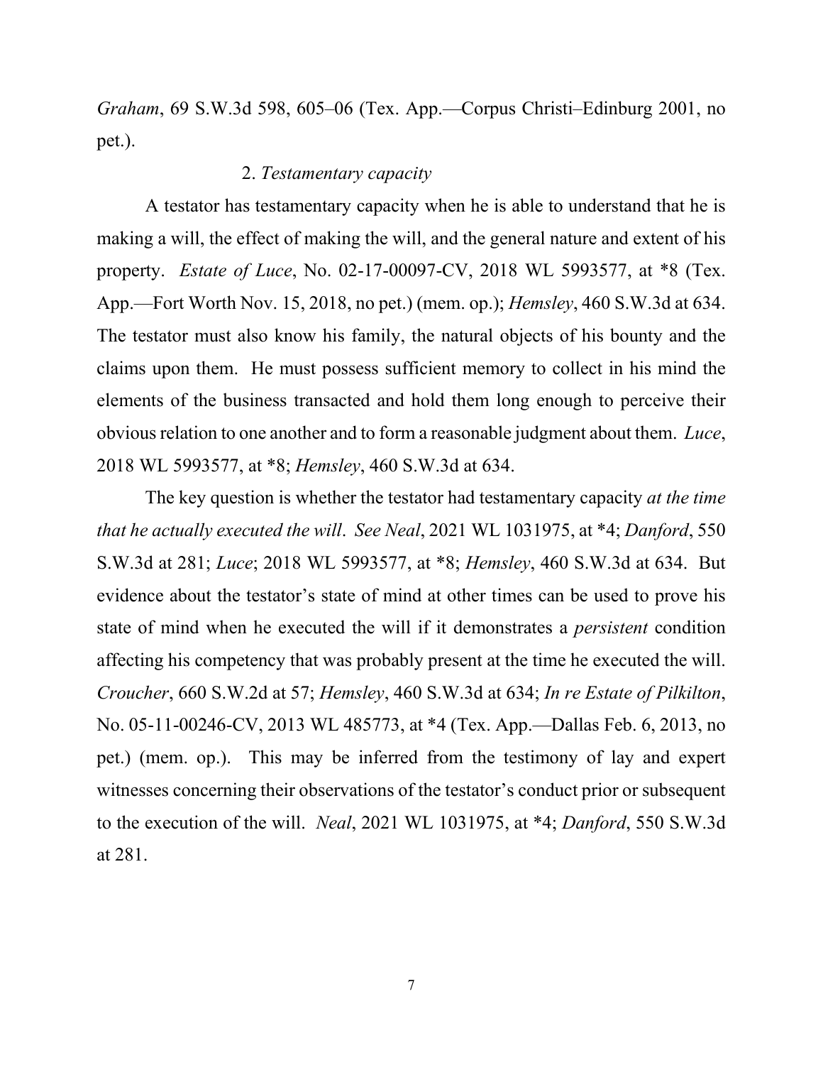*Graham*, 69 S.W.3d 598, 605–06 (Tex. App.—Corpus Christi–Edinburg 2001, no pet.).

2. *Testamentary capacity*

A testator has testamentary capacity when he is able to understand that he is making a will, the effect of making the will, and the general nature and extent of his property. *Estate of Luce*, No. 02-17-00097-CV, 2018 WL 5993577, at *8 (Tex. App.—Fort Worth Nov. 15, 2018, no pet.) (mem. op.); *Hemsley*, 460 S.W.3d at 634. The testator must also know his family, the natural objects of his bounty and the claims upon them. He must possess sufficient memory to collect in his mind the elements of the business transacted and hold them long enough to perceive their obvious relation to one another and to form a reasonable judgment about them. *Luce*, 2018 WL 5993577, at *8; *Hemsley*, 460 S.W.3d at 634.

The key question is whether the testator had testamentary capacity *at the time that he actually executed the will*. *See Neal*, 2021 WL 1031975, at *4; *Danford*, 550 S.W.3d at 281; *Luce*; 2018 WL 5993577, at *8; *Hemsley*, 460 S.W.3d at 634. But evidence about the testator's state of mind at other times can be used to prove his state of mind when he executed the will if it demonstrates a *persistent* condition affecting his competency that was probably present at the time he executed the will. *Croucher*, 660 S.W.2d at 57; *Hemsley*, 460 S.W.3d at 634; *In re Estate of Pilkilton*, No. 05-11-00246-CV, 2013 WL 485773, at *4 (Tex. App.—Dallas Feb. 6, 2013, no pet.) (mem. op.). This may be inferred from the testimony of lay and expert witnesses concerning their observations of the testator's conduct prior or subsequent to the execution of the will. *Neal*, 2021 WL 1031975, at *4; *Danford*, 550 S.W.3d at 281.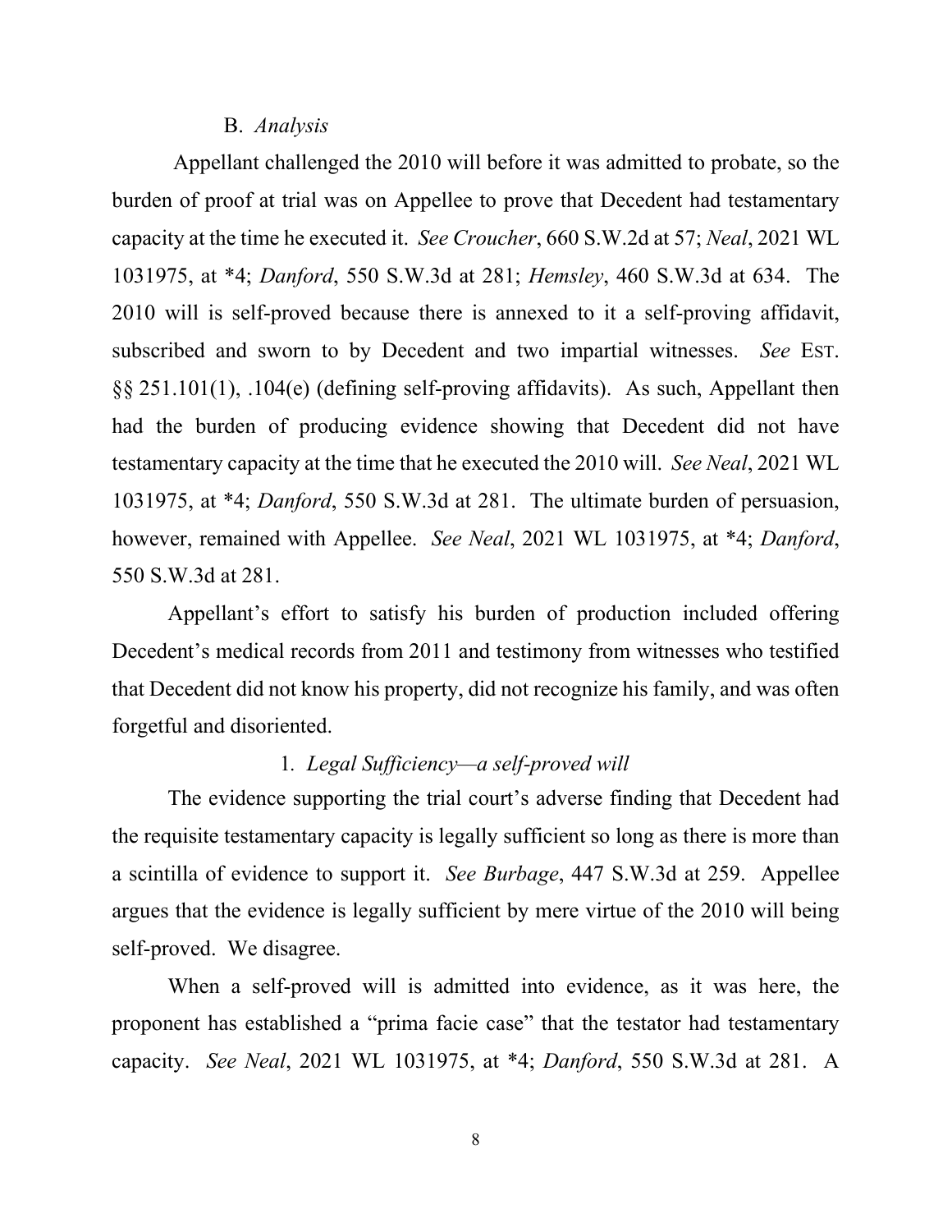### B. *Analysis*

Appellant challenged the 2010 will before it was admitted to probate, so the burden of proof at trial was on Appellee to prove that Decedent had testamentary capacity at the time he executed it. *See Croucher*, 660 S.W.2d at 57; *Neal*, 2021 WL 1031975, at *4; *Danford*, 550 S.W.3d at 281; *Hemsley*, 460 S.W.3d at 634. The 2010 will is self-proved because there is annexed to it a self-proving affidavit, subscribed and sworn to by Decedent and two impartial witnesses. *See* EST. §§ 251.101(1), .104(e) (defining self-proving affidavits). As such, Appellant then had the burden of producing evidence showing that Decedent did not have testamentary capacity at the time that he executed the 2010 will. *See Neal*, 2021 WL 1031975, at *4; *Danford*, 550 S.W.3d at 281. The ultimate burden of persuasion, however, remained with Appellee. *See Neal*, 2021 WL 1031975, at *4; *Danford*, 550 S.W.3d at 281.

Appellant's effort to satisfy his burden of production included offering Decedent's medical records from 2011 and testimony from witnesses who testified that Decedent did not know his property, did not recognize his family, and was often forgetful and disoriented.

#### 1. *Legal Sufficiency—a self-proved will*

The evidence supporting the trial court's adverse finding that Decedent had the requisite testamentary capacity is legally sufficient so long as there is more than a scintilla of evidence to support it. *See Burbage*, 447 S.W.3d at 259. Appellee argues that the evidence is legally sufficient by mere virtue of the 2010 will being self-proved. We disagree.

When a self-proved will is admitted into evidence, as it was here, the proponent has established a "prima facie case" that the testator had testamentary capacity. *See Neal*, 2021 WL 1031975, at *4; *Danford*, 550 S.W.3d at 281. A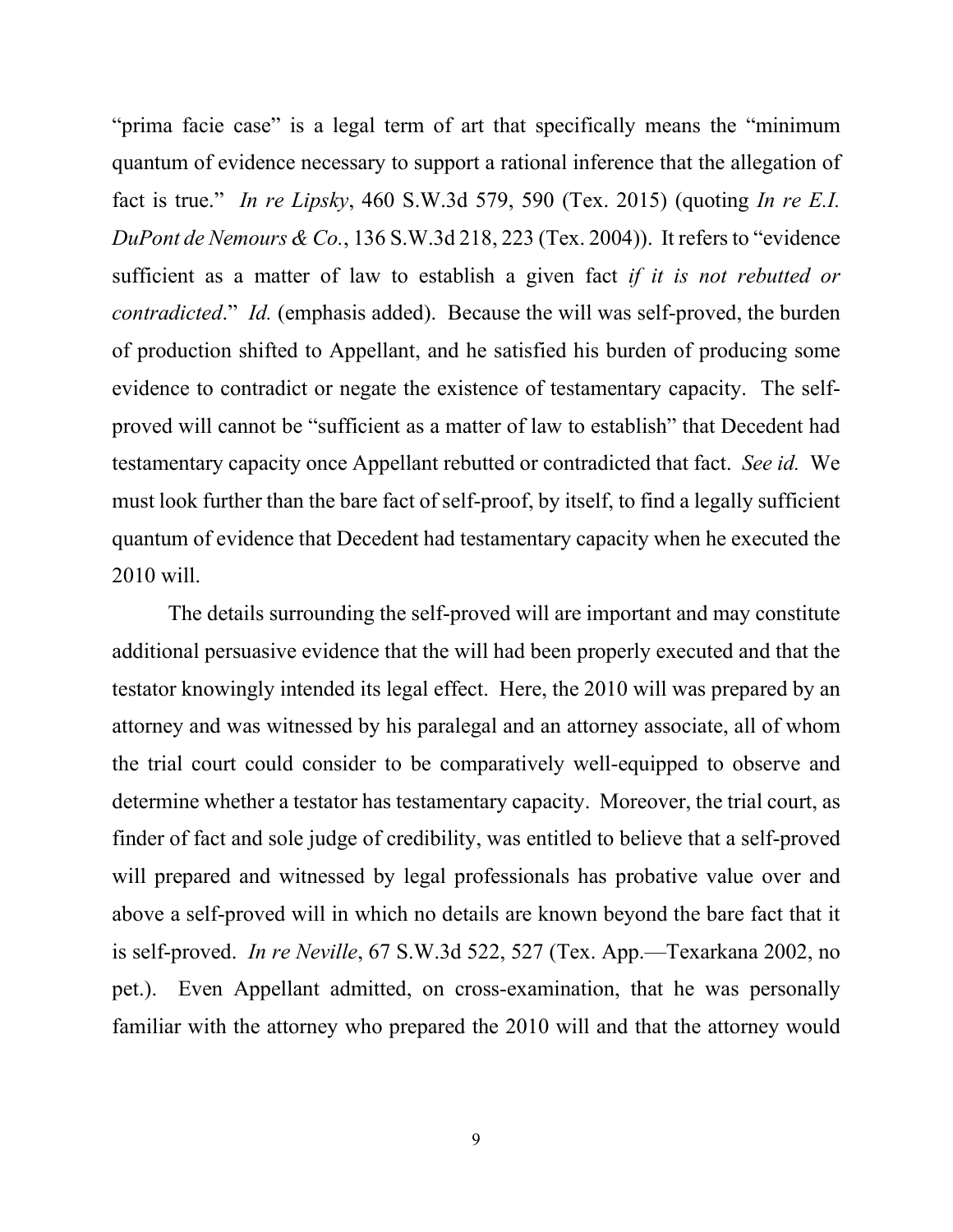"prima facie case" is a legal term of art that specifically means the "minimum quantum of evidence necessary to support a rational inference that the allegation of fact is true." *In re Lipsky*, 460 S.W.3d 579, 590 (Tex. 2015) (quoting *In re E.I. DuPont de Nemours & Co.*, 136 S.W.3d 218, 223 (Tex. 2004)). It refers to "evidence sufficient as a matter of law to establish a given fact *if it is not rebutted or contradicted*." *Id.* (emphasis added). Because the will was self-proved, the burden of production shifted to Appellant, and he satisfied his burden of producing some evidence to contradict or negate the existence of testamentary capacity. The self-proved will cannot be "sufficient as a matter of law to establish" that Decedent had testamentary capacity once Appellant rebutted or contradicted that fact. *See id.* We must look further than the bare fact of self-proof, by itself, to find a legally sufficient quantum of evidence that Decedent had testamentary capacity when he executed the 2010 will.

The details surrounding the self-proved will are important and may constitute additional persuasive evidence that the will had been properly executed and that the testator knowingly intended its legal effect. Here, the 2010 will was prepared by an attorney and was witnessed by his paralegal and an attorney associate, all of whom the trial court could consider to be comparatively well-equipped to observe and determine whether a testator has testamentary capacity. Moreover, the trial court, as finder of fact and sole judge of credibility, was entitled to believe that a self-proved will prepared and witnessed by legal professionals has probative value over and above a self-proved will in which no details are known beyond the bare fact that it is self-proved. *In re Neville*, 67 S.W.3d 522, 527 (Tex. App.—Texarkana 2002, no pet.). Even Appellant admitted, on cross-examination, that he was personally familiar with the attorney who prepared the 2010 will and that the attorney would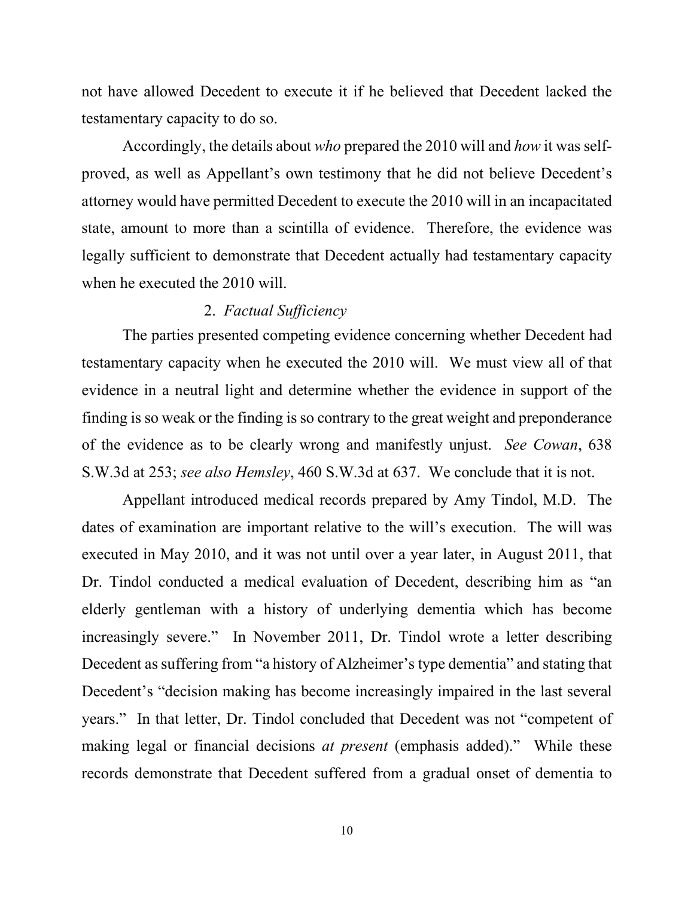not have allowed Decedent to execute it if he believed that Decedent lacked the testamentary capacity to do so.

Accordingly, the details about *who* prepared the 2010 will and *how* it was self-proved, as well as Appellant's own testimony that he did not believe Decedent's attorney would have permitted Decedent to execute the 2010 will in an incapacitated state, amount to more than a scintilla of evidence. Therefore, the evidence was legally sufficient to demonstrate that Decedent actually had testamentary capacity when he executed the 2010 will.

2. *Factual Sufficiency*

The parties presented competing evidence concerning whether Decedent had testamentary capacity when he executed the 2010 will. We must view all of that evidence in a neutral light and determine whether the evidence in support of the finding is so weak or the finding is so contrary to the great weight and preponderance of the evidence as to be clearly wrong and manifestly unjust. *See Cowan*, 638 S.W.3d at 253; *see also Hemsley*, 460 S.W.3d at 637. We conclude that it is not.

Appellant introduced medical records prepared by Amy Tindol, M.D. The dates of examination are important relative to the will's execution. The will was executed in May 2010, and it was not until over a year later, in August 2011, that Dr. Tindol conducted a medical evaluation of Decedent, describing him as "an elderly gentleman with a history of underlying dementia which has become increasingly severe." In November 2011, Dr. Tindol wrote a letter describing Decedent as suffering from "a history of Alzheimer's type dementia" and stating that Decedent's "decision making has become increasingly impaired in the last several years." In that letter, Dr. Tindol concluded that Decedent was not "competent of making legal or financial decisions *at present* (emphasis added)." While these records demonstrate that Decedent suffered from a gradual onset of dementia to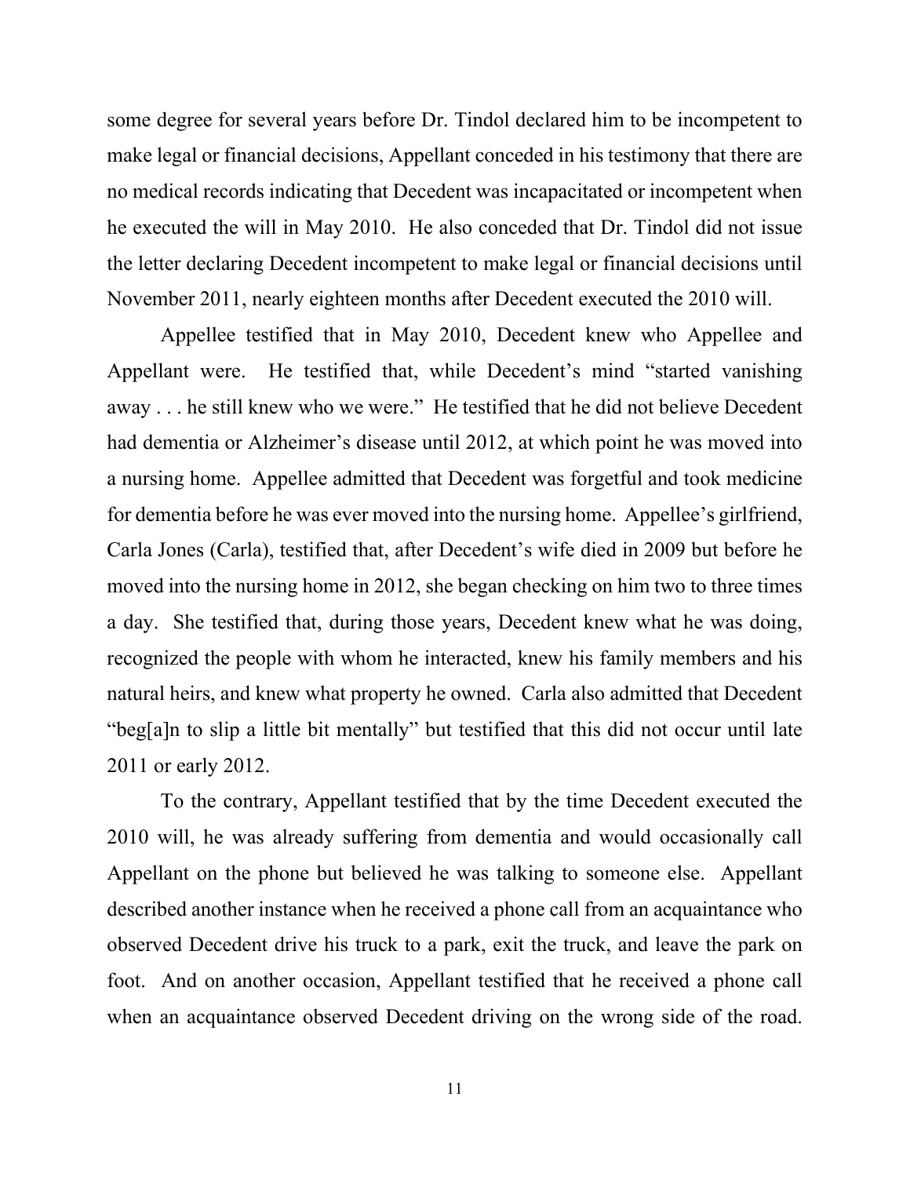some degree for several years before Dr. Tindol declared him to be incompetent to make legal or financial decisions, Appellant conceded in his testimony that there are no medical records indicating that Decedent was incapacitated or incompetent when he executed the will in May 2010. He also conceded that Dr. Tindol did not issue the letter declaring Decedent incompetent to make legal or financial decisions until November 2011, nearly eighteen months after Decedent executed the 2010 will.

Appellee testified that in May 2010, Decedent knew who Appellee and Appellant were. He testified that, while Decedent's mind "started vanishing away . . . he still knew who we were." He testified that he did not believe Decedent had dementia or Alzheimer's disease until 2012, at which point he was moved into a nursing home. Appellee admitted that Decedent was forgetful and took medicine for dementia before he was ever moved into the nursing home. Appellee's girlfriend, Carla Jones (Carla), testified that, after Decedent's wife died in 2009 but before he moved into the nursing home in 2012, she began checking on him two to three times a day. She testified that, during those years, Decedent knew what he was doing, recognized the people with whom he interacted, knew his family members and his natural heirs, and knew what property he owned. Carla also admitted that Decedent "beg[a]n to slip a little bit mentally" but testified that this did not occur until late 2011 or early 2012.

To the contrary, Appellant testified that by the time Decedent executed the 2010 will, he was already suffering from dementia and would occasionally call Appellant on the phone but believed he was talking to someone else. Appellant described another instance when he received a phone call from an acquaintance who observed Decedent drive his truck to a park, exit the truck, and leave the park on foot. And on another occasion, Appellant testified that he received a phone call when an acquaintance observed Decedent driving on the wrong side of the road.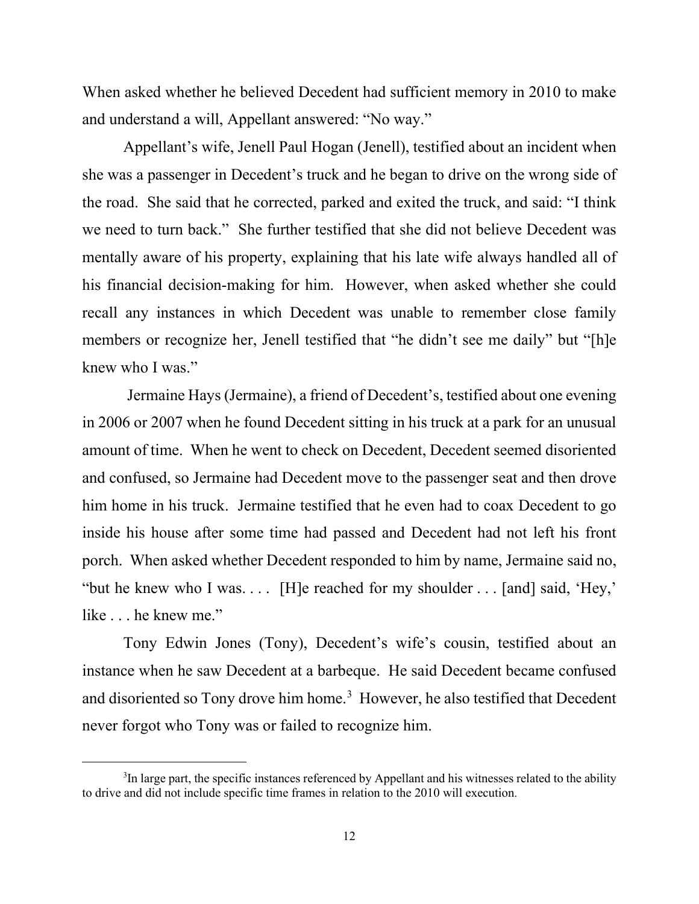When asked whether he believed Decedent had sufficient memory in 2010 to make and understand a will, Appellant answered: "No way."

Appellant's wife, Jenell Paul Hogan (Jenell), testified about an incident when she was a passenger in Decedent's truck and he began to drive on the wrong side of the road. She said that he corrected, parked and exited the truck, and said: "I think we need to turn back." She further testified that she did not believe Decedent was mentally aware of his property, explaining that his late wife always handled all of his financial decision-making for him. However, when asked whether she could recall any instances in which Decedent was unable to remember close family members or recognize her, Jenell testified that "he didn't see me daily" but "[h]e knew who I was."

Jermaine Hays (Jermaine), a friend of Decedent's, testified about one evening in 2006 or 2007 when he found Decedent sitting in his truck at a park for an unusual amount of time. When he went to check on Decedent, Decedent seemed disoriented and confused, so Jermaine had Decedent move to the passenger seat and then drove him home in his truck. Jermaine testified that he even had to coax Decedent to go inside his house after some time had passed and Decedent had not left his front porch. When asked whether Decedent responded to him by name, Jermaine said no, "but he knew who I was. . . . [H]e reached for my shoulder . . . [and] said, 'Hey,' like . . . he knew me."

Tony Edwin Jones (Tony), Decedent's wife's cousin, testified about an instance when he saw Decedent at a barbeque. He said Decedent became confused and disoriented so Tony drove him home.[3] However, he also testified that Decedent never forgot who Tony was or failed to recognize him.

[3]In large part, the specific instances referenced by Appellant and his witnesses related to the ability to drive and did not include specific time frames in relation to the 2010 will execution.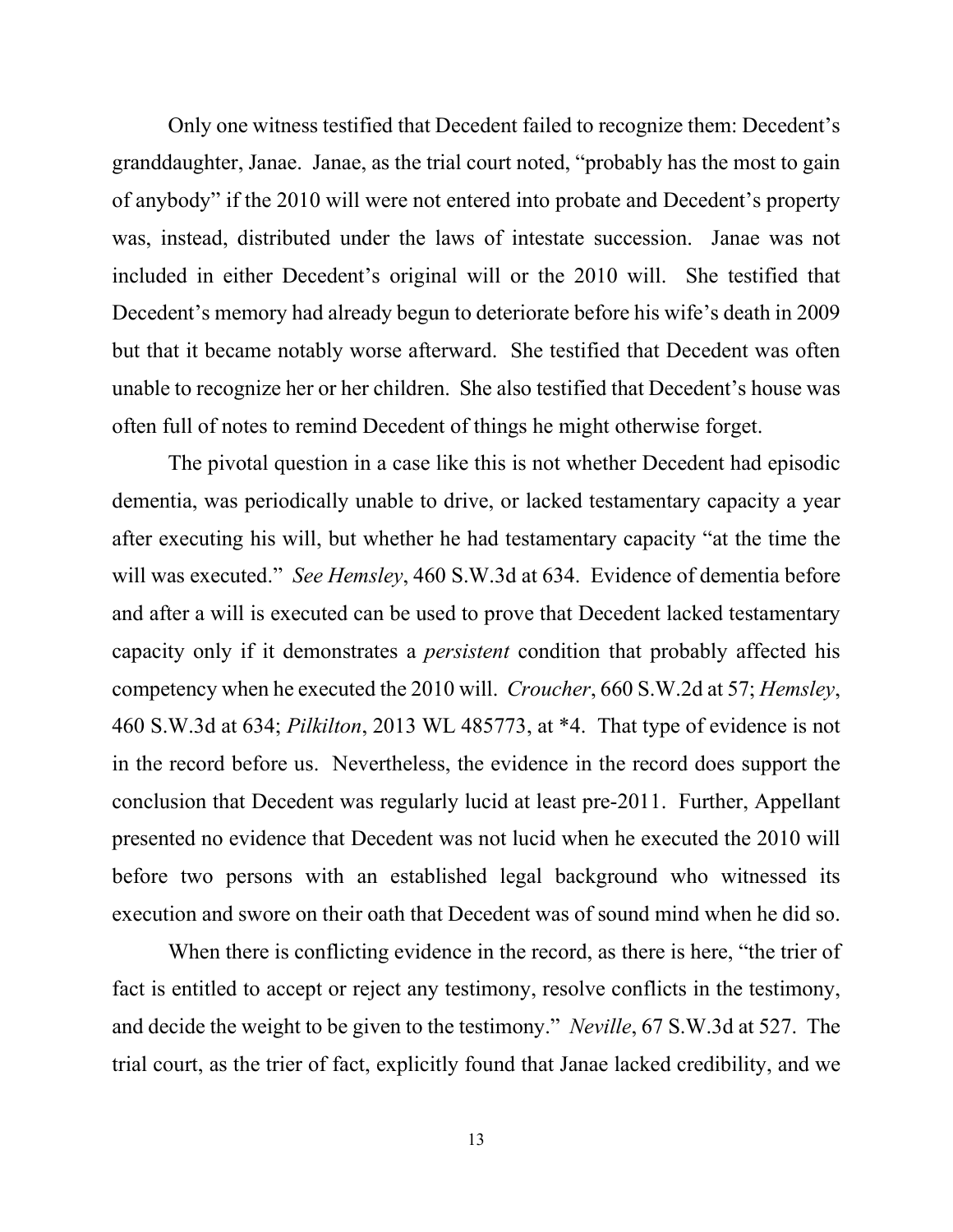Only one witness testified that Decedent failed to recognize them: Decedent's granddaughter, Janae. Janae, as the trial court noted, "probably has the most to gain of anybody" if the 2010 will were not entered into probate and Decedent's property was, instead, distributed under the laws of intestate succession. Janae was not included in either Decedent's original will or the 2010 will. She testified that Decedent's memory had already begun to deteriorate before his wife's death in 2009 but that it became notably worse afterward. She testified that Decedent was often unable to recognize her or her children. She also testified that Decedent's house was often full of notes to remind Decedent of things he might otherwise forget.

The pivotal question in a case like this is not whether Decedent had episodic dementia, was periodically unable to drive, or lacked testamentary capacity a year after executing his will, but whether he had testamentary capacity "at the time the will was executed." *See Hemsley*, 460 S.W.3d at 634. Evidence of dementia before and after a will is executed can be used to prove that Decedent lacked testamentary capacity only if it demonstrates a *persistent* condition that probably affected his competency when he executed the 2010 will. *Croucher*, 660 S.W.2d at 57; *Hemsley*, 460 S.W.3d at 634; *Pilkilton*, 2013 WL 485773, at *4. That type of evidence is not in the record before us. Nevertheless, the evidence in the record does support the conclusion that Decedent was regularly lucid at least pre-2011. Further, Appellant presented no evidence that Decedent was not lucid when he executed the 2010 will before two persons with an established legal background who witnessed its execution and swore on their oath that Decedent was of sound mind when he did so.

When there is conflicting evidence in the record, as there is here, "the trier of fact is entitled to accept or reject any testimony, resolve conflicts in the testimony, and decide the weight to be given to the testimony." *Neville*, 67 S.W.3d at 527. The trial court, as the trier of fact, explicitly found that Janae lacked credibility, and we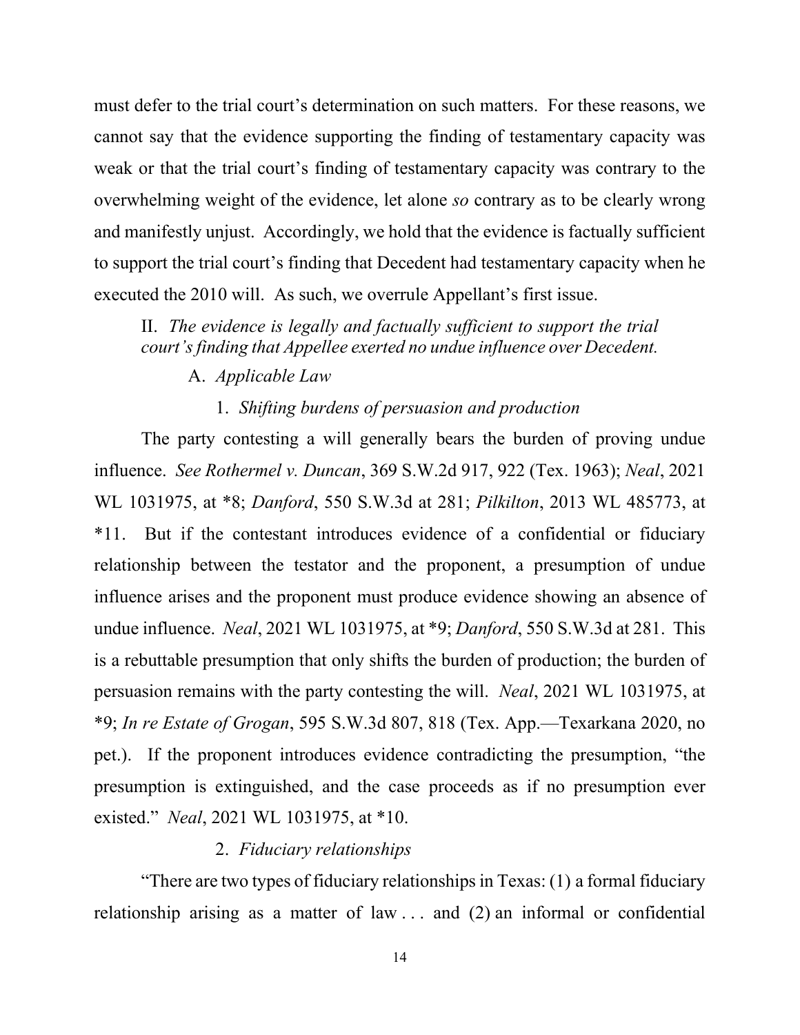must defer to the trial court's determination on such matters. For these reasons, we cannot say that the evidence supporting the finding of testamentary capacity was weak or that the trial court's finding of testamentary capacity was contrary to the overwhelming weight of the evidence, let alone *so* contrary as to be clearly wrong and manifestly unjust. Accordingly, we hold that the evidence is factually sufficient to support the trial court's finding that Decedent had testamentary capacity when he executed the 2010 will. As such, we overrule Appellant's first issue.

## II. *The evidence is legally and factually sufficient to support the trial court's finding that Appellee exerted no undue influence over Decedent.*

### A. *Applicable Law*

#### 1. *Shifting burdens of persuasion and production*

The party contesting a will generally bears the burden of proving undue influence. *See Rothermel v. Duncan*, 369 S.W.2d 917, 922 (Tex. 1963); *Neal*, 2021 WL 1031975, at *8; *Danford*, 550 S.W.3d at 281; *Pilkilton*, 2013 WL 485773, at *11. But if the contestant introduces evidence of a confidential or fiduciary relationship between the testator and the proponent, a presumption of undue influence arises and the proponent must produce evidence showing an absence of undue influence. *Neal*, 2021 WL 1031975, at *9; *Danford*, 550 S.W.3d at 281. This is a rebuttable presumption that only shifts the burden of production; the burden of persuasion remains with the party contesting the will. *Neal*, 2021 WL 1031975, at *9; *In re Estate of Grogan*, 595 S.W.3d 807, 818 (Tex. App.—Texarkana 2020, no pet.). If the proponent introduces evidence contradicting the presumption, "the presumption is extinguished, and the case proceeds as if no presumption ever existed." *Neal*, 2021 WL 1031975, at *10.

#### 2. *Fiduciary relationships*

"There are two types of fiduciary relationships in Texas: (1) a formal fiduciary relationship arising as a matter of law . . . and (2) an informal or confidential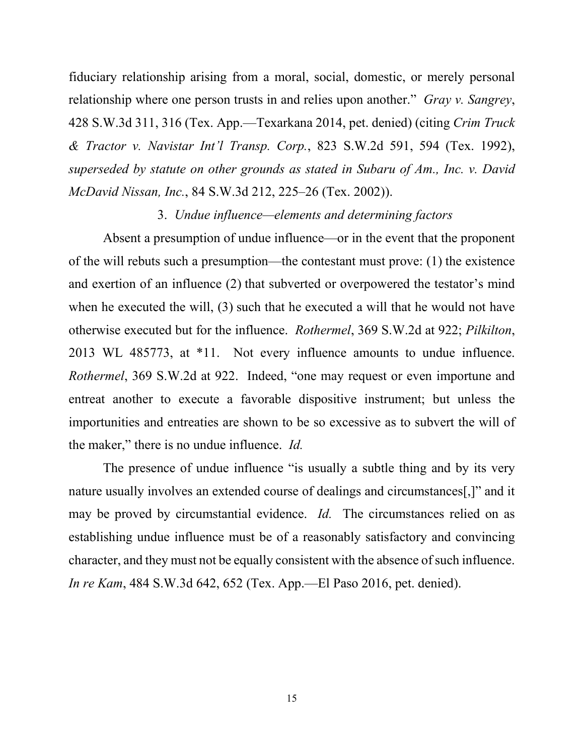fiduciary relationship arising from a moral, social, domestic, or merely personal relationship where one person trusts in and relies upon another." *Gray v. Sangrey*, 428 S.W.3d 311, 316 (Tex. App.—Texarkana 2014, pet. denied) (citing *Crim Truck & Tractor v. Navistar Int'l Transp. Corp.*, 823 S.W.2d 591, 594 (Tex. 1992), *superseded by statute on other grounds as stated in Subaru of Am., Inc. v. David McDavid Nissan, Inc.*, 84 S.W.3d 212, 225–26 (Tex. 2002)).

### 3. *Undue influence—elements and determining factors*

Absent a presumption of undue influence—or in the event that the proponent of the will rebuts such a presumption—the contestant must prove: (1) the existence and exertion of an influence (2) that subverted or overpowered the testator's mind when he executed the will, (3) such that he executed a will that he would not have otherwise executed but for the influence. *Rothermel*, 369 S.W.2d at 922; *Pilkilton*, 2013 WL 485773, at *11. Not every influence amounts to undue influence. *Rothermel*, 369 S.W.2d at 922. Indeed, "one may request or even importune and entreat another to execute a favorable dispositive instrument; but unless the importunities and entreaties are shown to be so excessive as to subvert the will of the maker," there is no undue influence. *Id.*

The presence of undue influence "is usually a subtle thing and by its very nature usually involves an extended course of dealings and circumstances[,]" and it may be proved by circumstantial evidence. *Id.* The circumstances relied on as establishing undue influence must be of a reasonably satisfactory and convincing character, and they must not be equally consistent with the absence of such influence. *In re Kam*, 484 S.W.3d 642, 652 (Tex. App.—El Paso 2016, pet. denied).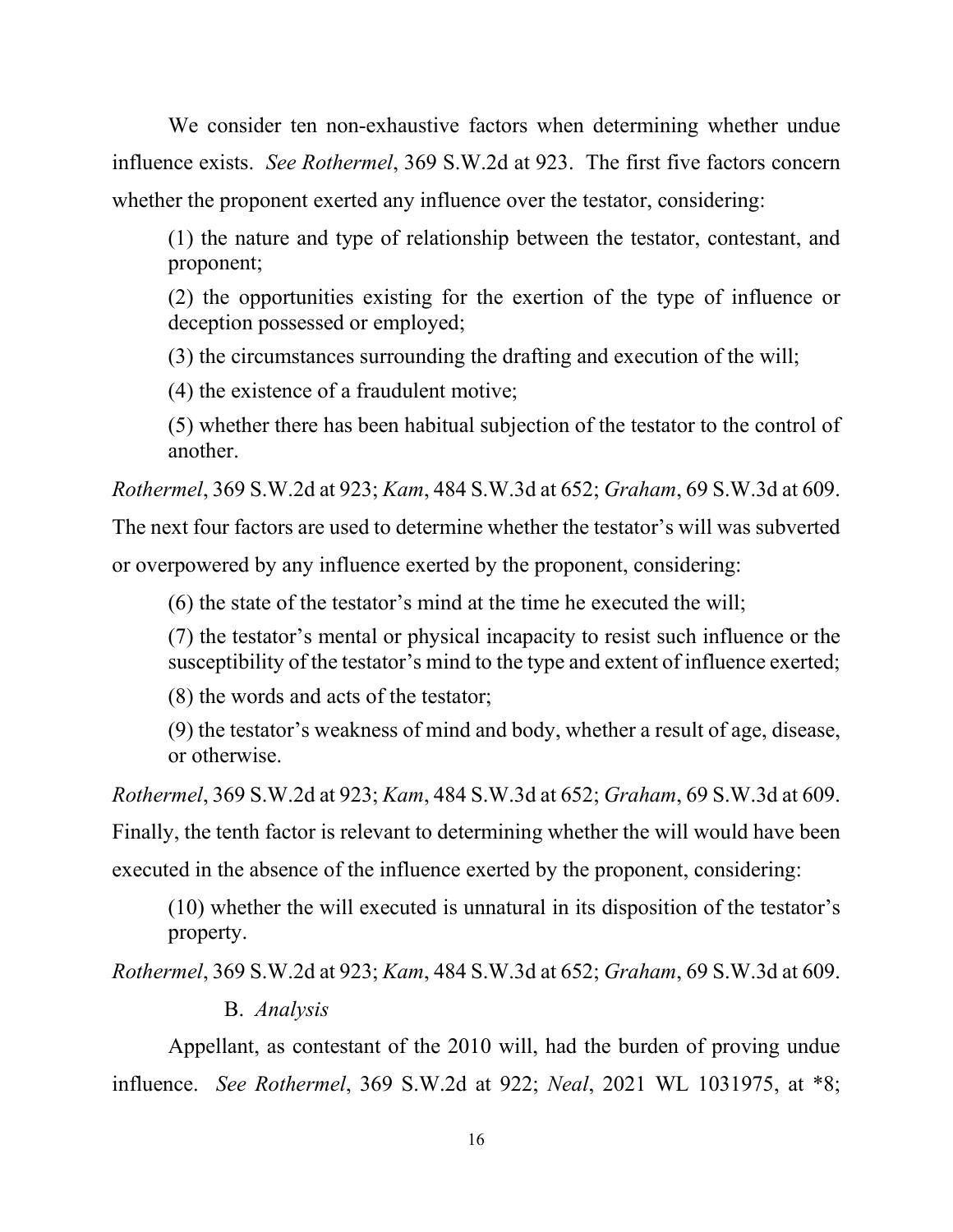We consider ten non-exhaustive factors when determining whether undue influence exists. *See Rothermel*, 369 S.W.2d at 923. The first five factors concern whether the proponent exerted any influence over the testator, considering:

> (1) the nature and type of relationship between the testator, contestant, and proponent;
>
> (2) the opportunities existing for the exertion of the type of influence or deception possessed or employed;
>
> (3) the circumstances surrounding the drafting and execution of the will;
>
> (4) the existence of a fraudulent motive;
>
> (5) whether there has been habitual subjection of the testator to the control of another.

*Rothermel*, 369 S.W.2d at 923; *Kam*, 484 S.W.3d at 652; *Graham*, 69 S.W.3d at 609. The next four factors are used to determine whether the testator's will was subverted or overpowered by any influence exerted by the proponent, considering:

> (6) the state of the testator's mind at the time he executed the will;
>
> (7) the testator's mental or physical incapacity to resist such influence or the susceptibility of the testator's mind to the type and extent of influence exerted;
>
> (8) the words and acts of the testator;
>
> (9) the testator's weakness of mind and body, whether a result of age, disease, or otherwise.

*Rothermel*, 369 S.W.2d at 923; *Kam*, 484 S.W.3d at 652; *Graham*, 69 S.W.3d at 609. Finally, the tenth factor is relevant to determining whether the will would have been executed in the absence of the influence exerted by the proponent, considering:

> (10) whether the will executed is unnatural in its disposition of the testator's property.

*Rothermel*, 369 S.W.2d at 923; *Kam*, 484 S.W.3d at 652; *Graham*, 69 S.W.3d at 609.

### B. *Analysis*

Appellant, as contestant of the 2010 will, had the burden of proving undue influence. *See Rothermel*, 369 S.W.2d at 922; *Neal*, 2021 WL 1031975, at *8;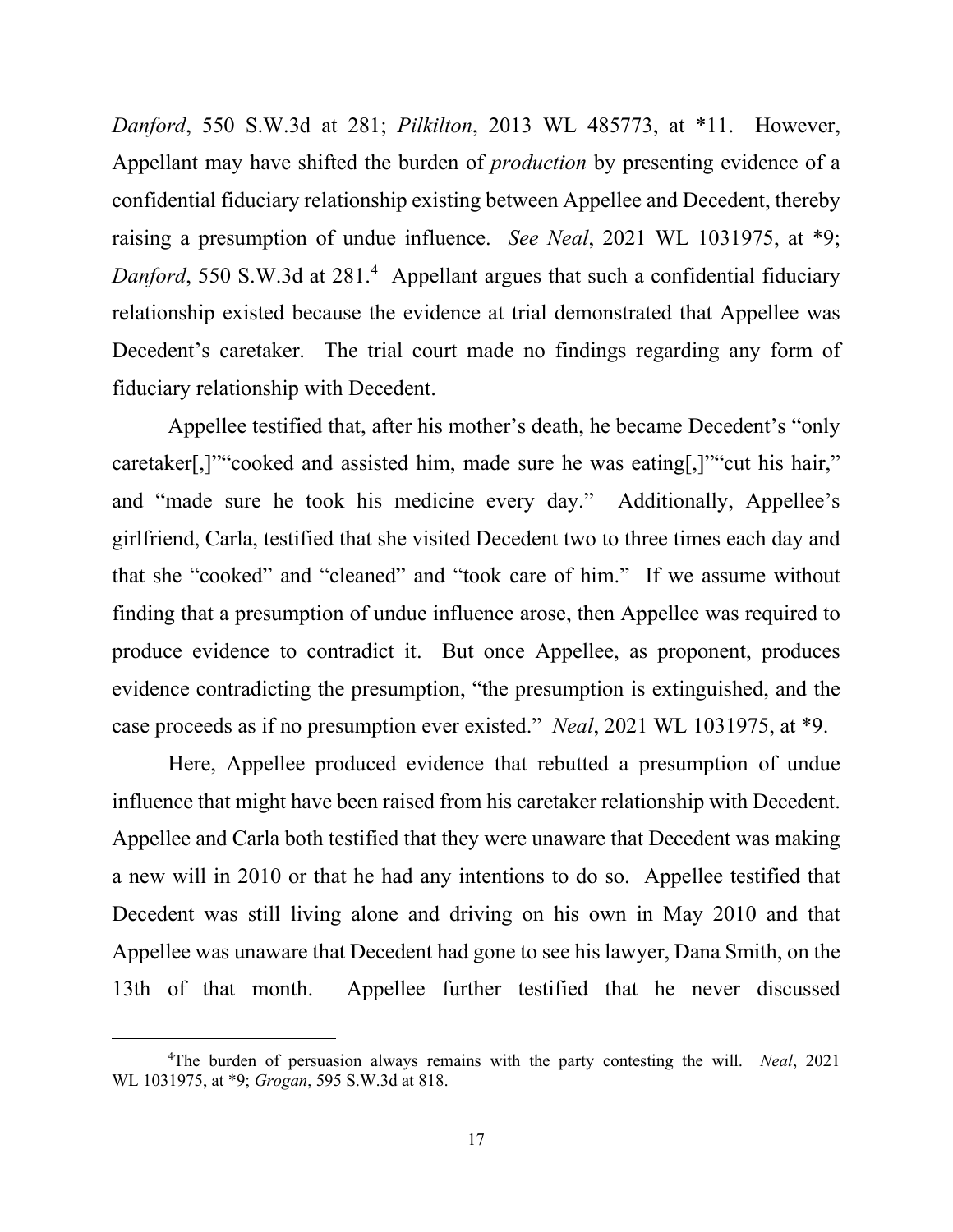*Danford*, 550 S.W.3d at 281; *Pilkilton*, 2013 WL 485773, at *11. However, Appellant may have shifted the burden of *production* by presenting evidence of a confidential fiduciary relationship existing between Appellee and Decedent, thereby raising a presumption of undue influence. *See Neal*, 2021 WL 1031975, at *9; *Danford*, 550 S.W.3d at 281.[4] Appellant argues that such a confidential fiduciary relationship existed because the evidence at trial demonstrated that Appellee was Decedent's caretaker. The trial court made no findings regarding any form of fiduciary relationship with Decedent.

Appellee testified that, after his mother's death, he became Decedent's "only caretaker[,]""cooked and assisted him, made sure he was eating[,]""cut his hair," and "made sure he took his medicine every day." Additionally, Appellee's girlfriend, Carla, testified that she visited Decedent two to three times each day and that she "cooked" and "cleaned" and "took care of him." If we assume without finding that a presumption of undue influence arose, then Appellee was required to produce evidence to contradict it. But once Appellee, as proponent, produces evidence contradicting the presumption, "the presumption is extinguished, and the case proceeds as if no presumption ever existed." *Neal*, 2021 WL 1031975, at *9.

Here, Appellee produced evidence that rebutted a presumption of undue influence that might have been raised from his caretaker relationship with Decedent. Appellee and Carla both testified that they were unaware that Decedent was making a new will in 2010 or that he had any intentions to do so. Appellee testified that Decedent was still living alone and driving on his own in May 2010 and that Appellee was unaware that Decedent had gone to see his lawyer, Dana Smith, on the 13th of that month. Appellee further testified that he never discussed

---

[4]The burden of persuasion always remains with the party contesting the will. *Neal*, 2021 WL 1031975, at *9; *Grogan*, 595 S.W.3d at 818.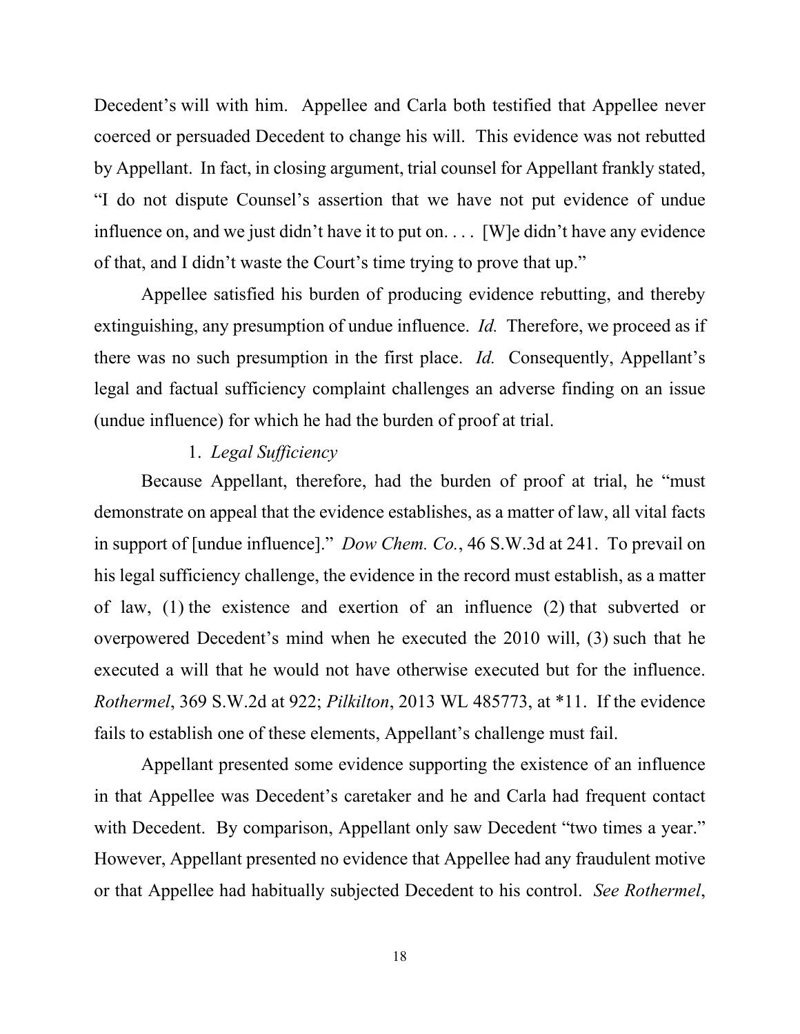Decedent's will with him. Appellee and Carla both testified that Appellee never coerced or persuaded Decedent to change his will. This evidence was not rebutted by Appellant. In fact, in closing argument, trial counsel for Appellant frankly stated, "I do not dispute Counsel's assertion that we have not put evidence of undue influence on, and we just didn't have it to put on. . . . [W]e didn't have any evidence of that, and I didn't waste the Court's time trying to prove that up."

Appellee satisfied his burden of producing evidence rebutting, and thereby extinguishing, any presumption of undue influence. *Id.* Therefore, we proceed as if there was no such presumption in the first place. *Id.* Consequently, Appellant's legal and factual sufficiency complaint challenges an adverse finding on an issue (undue influence) for which he had the burden of proof at trial.

1. *Legal Sufficiency*

Because Appellant, therefore, had the burden of proof at trial, he "must demonstrate on appeal that the evidence establishes, as a matter of law, all vital facts in support of [undue influence]." *Dow Chem. Co.*, 46 S.W.3d at 241. To prevail on his legal sufficiency challenge, the evidence in the record must establish, as a matter of law, (1) the existence and exertion of an influence (2) that subverted or overpowered Decedent's mind when he executed the 2010 will, (3) such that he executed a will that he would not have otherwise executed but for the influence. *Rothermel*, 369 S.W.2d at 922; *Pilkilton*, 2013 WL 485773, at *11. If the evidence fails to establish one of these elements, Appellant's challenge must fail.

Appellant presented some evidence supporting the existence of an influence in that Appellee was Decedent's caretaker and he and Carla had frequent contact with Decedent. By comparison, Appellant only saw Decedent "two times a year." However, Appellant presented no evidence that Appellee had any fraudulent motive or that Appellee had habitually subjected Decedent to his control. *See Rothermel*,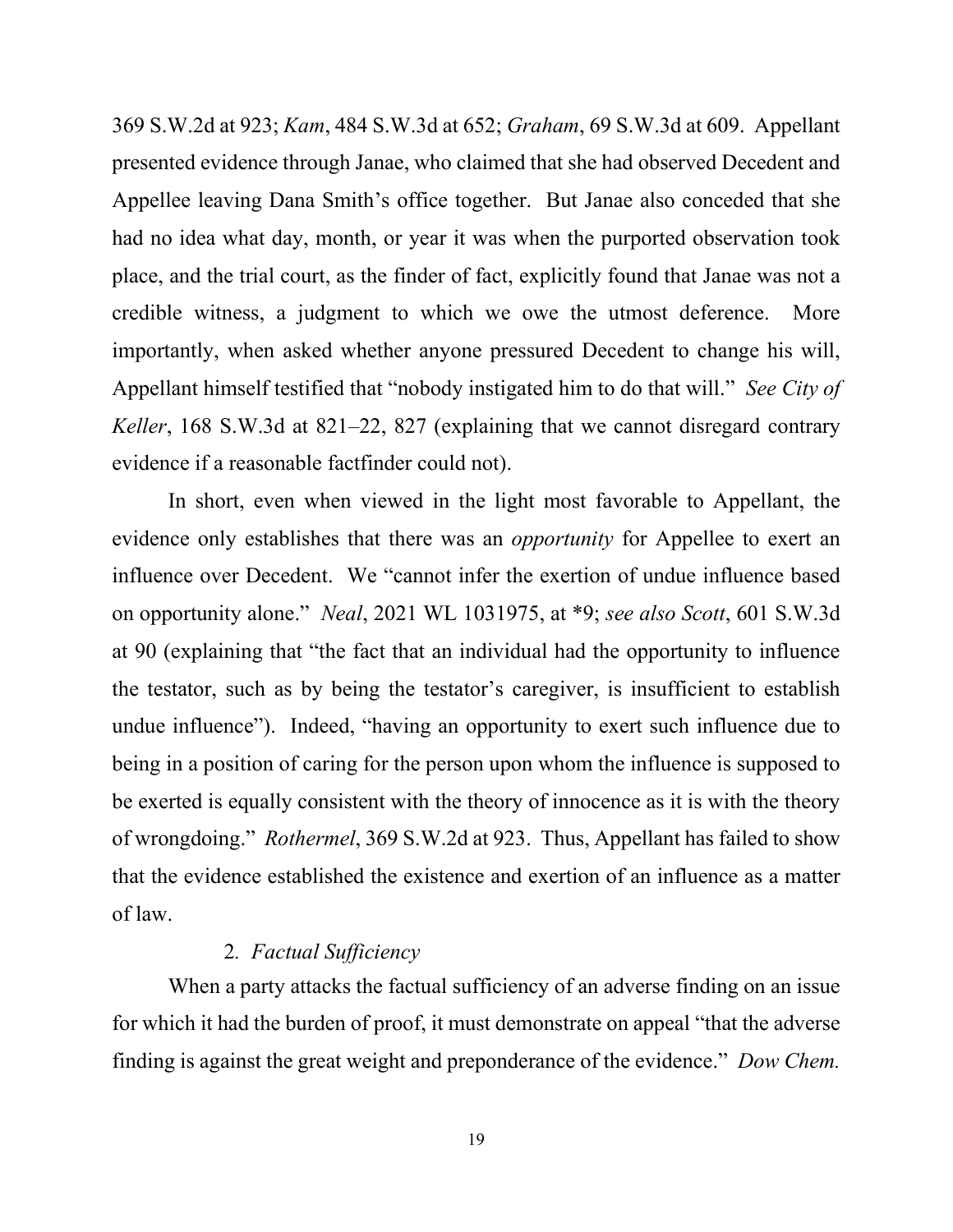369 S.W.2d at 923; *Kam*, 484 S.W.3d at 652; *Graham*, 69 S.W.3d at 609. Appellant presented evidence through Janae, who claimed that she had observed Decedent and Appellee leaving Dana Smith's office together. But Janae also conceded that she had no idea what day, month, or year it was when the purported observation took place, and the trial court, as the finder of fact, explicitly found that Janae was not a credible witness, a judgment to which we owe the utmost deference. More importantly, when asked whether anyone pressured Decedent to change his will, Appellant himself testified that "nobody instigated him to do that will." *See City of Keller*, 168 S.W.3d at 821–22, 827 (explaining that we cannot disregard contrary evidence if a reasonable factfinder could not).

In short, even when viewed in the light most favorable to Appellant, the evidence only establishes that there was an *opportunity* for Appellee to exert an influence over Decedent. We "cannot infer the exertion of undue influence based on opportunity alone." *Neal*, 2021 WL 1031975, at *9; *see also Scott*, 601 S.W.3d at 90 (explaining that "the fact that an individual had the opportunity to influence the testator, such as by being the testator's caregiver, is insufficient to establish undue influence"). Indeed, "having an opportunity to exert such influence due to being in a position of caring for the person upon whom the influence is supposed to be exerted is equally consistent with the theory of innocence as it is with the theory of wrongdoing." *Rothermel*, 369 S.W.2d at 923. Thus, Appellant has failed to show that the evidence established the existence and exertion of an influence as a matter of law.

2. *Factual Sufficiency*

When a party attacks the factual sufficiency of an adverse finding on an issue for which it had the burden of proof, it must demonstrate on appeal "that the adverse finding is against the great weight and preponderance of the evidence." *Dow Chem.*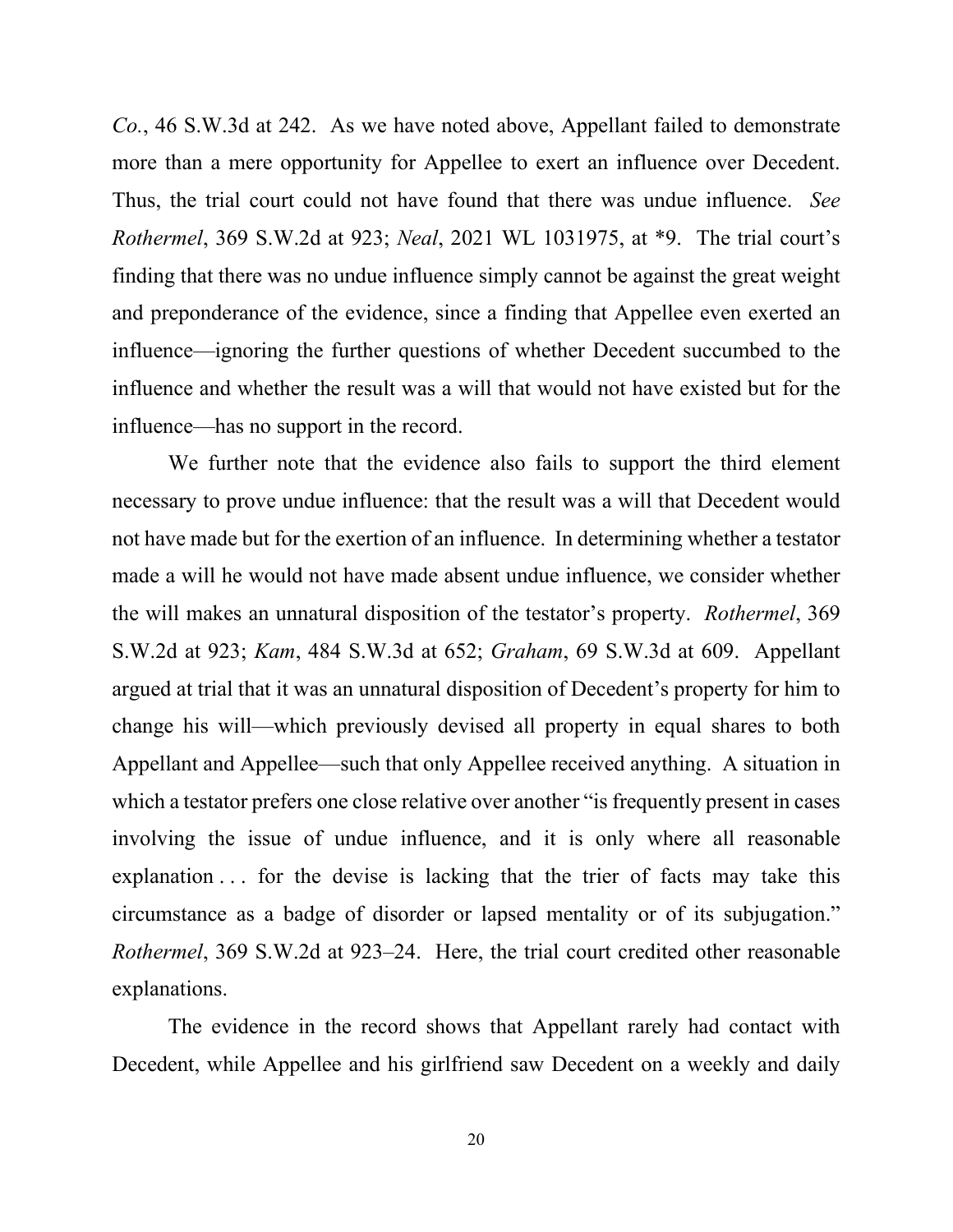*Co.*, 46 S.W.3d at 242. As we have noted above, Appellant failed to demonstrate more than a mere opportunity for Appellee to exert an influence over Decedent. Thus, the trial court could not have found that there was undue influence. *See Rothermel*, 369 S.W.2d at 923; *Neal*, 2021 WL 1031975, at *9. The trial court's finding that there was no undue influence simply cannot be against the great weight and preponderance of the evidence, since a finding that Appellee even exerted an influence—ignoring the further questions of whether Decedent succumbed to the influence and whether the result was a will that would not have existed but for the influence—has no support in the record.

We further note that the evidence also fails to support the third element necessary to prove undue influence: that the result was a will that Decedent would not have made but for the exertion of an influence. In determining whether a testator made a will he would not have made absent undue influence, we consider whether the will makes an unnatural disposition of the testator's property. *Rothermel*, 369 S.W.2d at 923; *Kam*, 484 S.W.3d at 652; *Graham*, 69 S.W.3d at 609. Appellant argued at trial that it was an unnatural disposition of Decedent's property for him to change his will—which previously devised all property in equal shares to both Appellant and Appellee—such that only Appellee received anything. A situation in which a testator prefers one close relative over another "is frequently present in cases involving the issue of undue influence, and it is only where all reasonable explanation . . . for the devise is lacking that the trier of facts may take this circumstance as a badge of disorder or lapsed mentality or of its subjugation." *Rothermel*, 369 S.W.2d at 923–24. Here, the trial court credited other reasonable explanations.

The evidence in the record shows that Appellant rarely had contact with Decedent, while Appellee and his girlfriend saw Decedent on a weekly and daily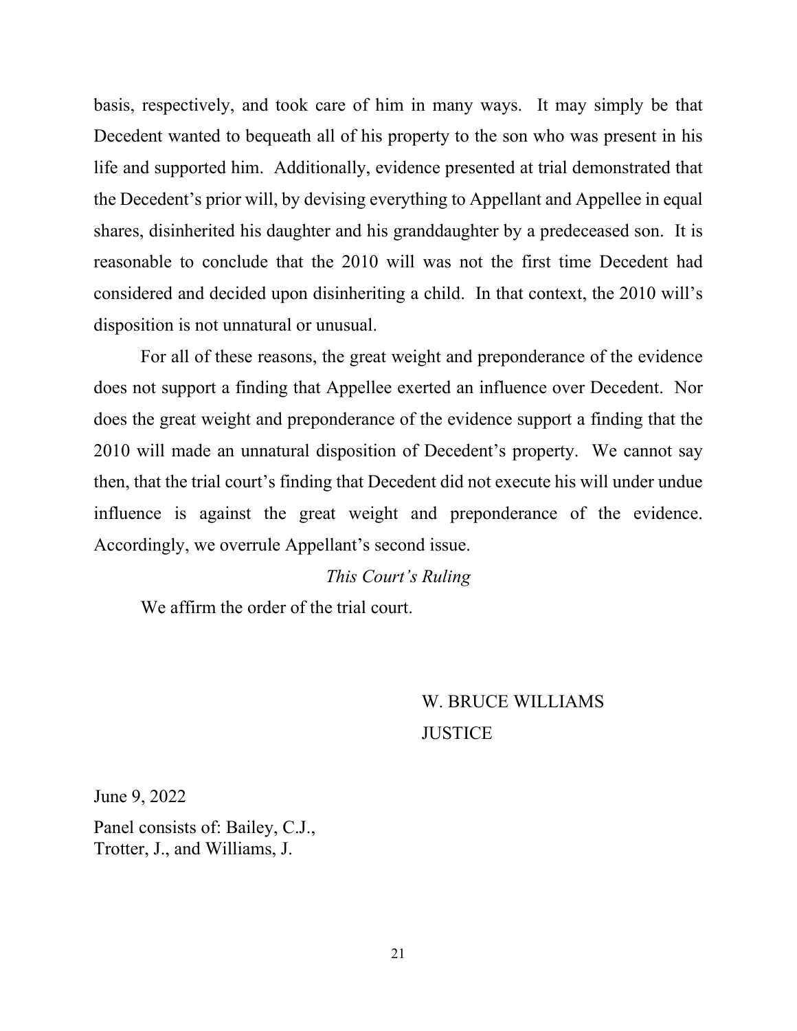basis, respectively, and took care of him in many ways. It may simply be that Decedent wanted to bequeath all of his property to the son who was present in his life and supported him. Additionally, evidence presented at trial demonstrated that the Decedent's prior will, by devising everything to Appellant and Appellee in equal shares, disinherited his daughter and his granddaughter by a predeceased son. It is reasonable to conclude that the 2010 will was not the first time Decedent had considered and decided upon disinheriting a child. In that context, the 2010 will's disposition is not unnatural or unusual.

For all of these reasons, the great weight and preponderance of the evidence does not support a finding that Appellee exerted an influence over Decedent. Nor does the great weight and preponderance of the evidence support a finding that the 2010 will made an unnatural disposition of Decedent's property. We cannot say then, that the trial court's finding that Decedent did not execute his will under undue influence is against the great weight and preponderance of the evidence. Accordingly, we overrule Appellant's second issue.

*This Court's Ruling*

We affirm the order of the trial court.

W. BRUCE WILLIAMS
JUSTICE

June 9, 2022

Panel consists of: Bailey, C.J.,
Trotter, J., and Williams, J.